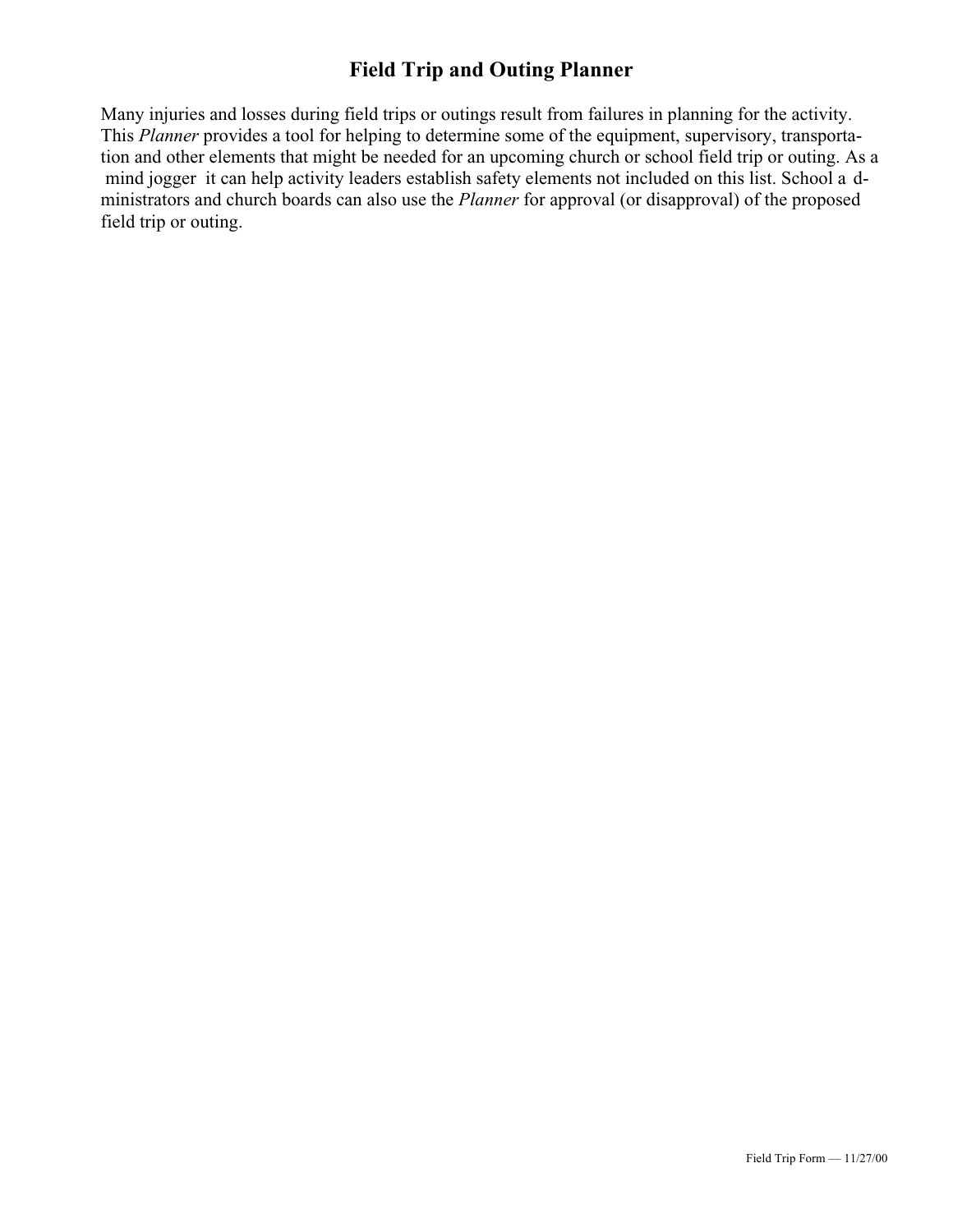# Field Trip and Outing Planner

Many injuries and losses during field trips or outings result from failures in planning for the activity. This *Planner* provides a tool for helping to determine some of the equipment, supervisory, transportation and other elements that might be needed for an upcoming church or school field trip or outing. As a mind jogger it can help activity leaders establish safety elements not included on this list. School administrators and church boards can also use the *Planner* for approval (or disapproval) of the proposed field trip or outing.

Field Trip Form — 11/27/00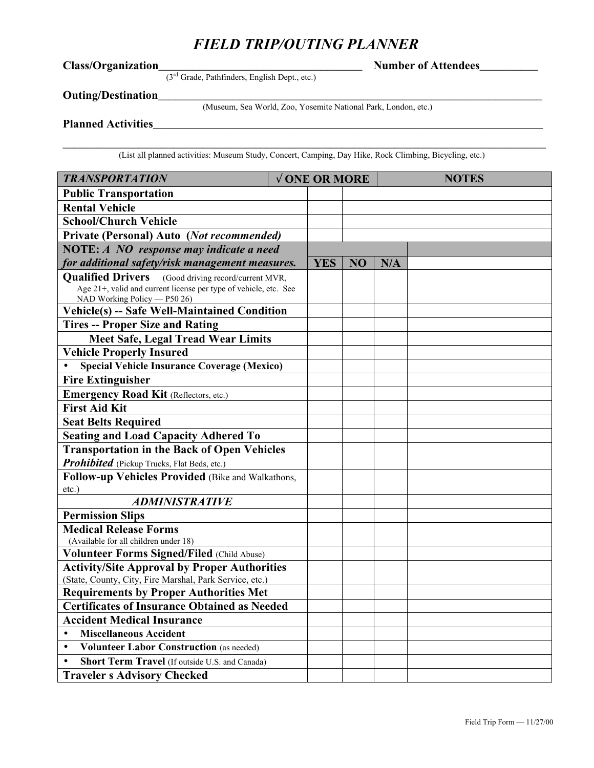# *FIELD TRIP/OUTING PLANNER*

**Class/Organization**_____________________________________ **Number of Attendees**__________

(3rd Grade, Pathfinders, English Dept., etc.)

**Outing/Destination**____________________________________________________________________________

(Museum, Sea World, Zoo, Yosemite National Park, London, etc.)

**Planned Activities**____________________________________________________________________________

_____________________________________________________________________________________________

(List all planned activities: Museum Study, Concert, Camping, Day Hike, Rock Climbing, Bicycling, etc.)

| ***TRANSPORTATION*** | **√ ONE OR MORE** | | | **NOTES** |
|---|---|---|---|---|
| **Public Transportation** | | | | |
| **Rental Vehicle** | | | | |
| **School/Church Vehicle** | | | | |
| **Private (Personal) Auto (*Not recommended)*** | | | | |
| **NOTE:** ***A NO response may indicate a need for additional safety/risk management measures.*** | **YES** | **NO** | **N/A** | |
| **Qualified Drivers** (Good driving record/current MVR, Age 21+, valid and current license per type of vehicle, etc. See NAD Working Policy — P50 26) | | | | |
| **Vehicle(s) -- Safe Well-Maintained Condition** | | | | |
| **Tires -- Proper Size and Rating** | | | | |
| **Meet Safe, Legal Tread Wear Limits** | | | | |
| **Vehicle Properly Insured** | | | | |
| • **Special Vehicle Insurance Coverage (Mexico)** | | | | |
| **Fire Extinguisher** | | | | |
| **Emergency Road Kit** (Reflectors, etc.) | | | | |
| **First Aid Kit** | | | | |
| **Seat Belts Required** | | | | |
| **Seating and Load Capacity Adhered To** | | | | |
| **Transportation in the Back of Open Vehicles *Prohibited*** (Pickup Trucks, Flat Beds, etc.) | | | | |
| **Follow-up Vehicles Provided** (Bike and Walkathons, etc.) | | | | |
| ***ADMINISTRATIVE*** | | | | |
| **Permission Slips** | | | | |
| **Medical Release Forms** (Available for all children under 18) | | | | |
| **Volunteer Forms Signed/Filed** (Child Abuse) | | | | |
| **Activity/Site Approval by Proper Authorities** (State, County, City, Fire Marshal, Park Service, etc.) | | | | |
| **Requirements by Proper Authorities Met** | | | | |
| **Certificates of Insurance Obtained as Needed** | | | | |
| **Accident Medical Insurance** | | | | |
| • **Miscellaneous Accident** | | | | |
| • **Volunteer Labor Construction** (as needed) | | | | |
| • **Short Term Travel** (If outside U.S. and Canada) | | | | |
| **Traveler s Advisory Checked** | | | | |

Field Trip Form — 11/27/00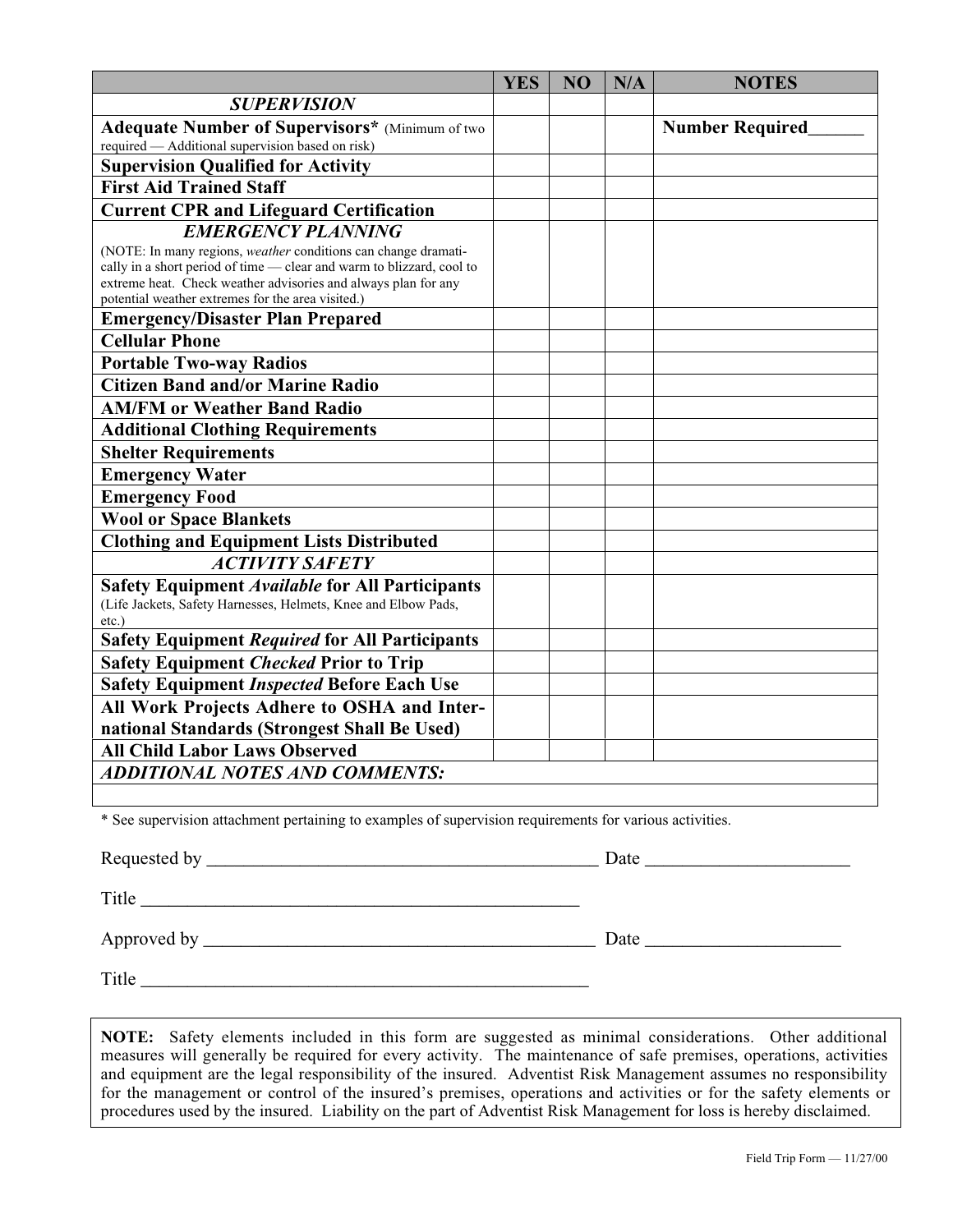| | YES | NO | N/A | NOTES |
|---|---|---|---|---|
| ***SUPERVISION*** | | | | |
| **Adequate Number of Supervisors*** (Minimum of two required — Additional supervision based on risk) | | | | **Number Required______** |
| **Supervision Qualified for Activity** | | | | |
| **First Aid Trained Staff** | | | | |
| **Current CPR and Lifeguard Certification** | | | | |
| ***EMERGENCY PLANNING*** (NOTE: In many regions, *weather* conditions can change dramatically in a short period of time — clear and warm to blizzard, cool to extreme heat. Check weather advisories and always plan for any potential weather extremes for the area visited.) | | | | |
| **Emergency/Disaster Plan Prepared** | | | | |
| **Cellular Phone** | | | | |
| **Portable Two-way Radios** | | | | |
| **Citizen Band and/or Marine Radio** | | | | |
| **AM/FM or Weather Band Radio** | | | | |
| **Additional Clothing Requirements** | | | | |
| **Shelter Requirements** | | | | |
| **Emergency Water** | | | | |
| **Emergency Food** | | | | |
| **Wool or Space Blankets** | | | | |
| **Clothing and Equipment Lists Distributed** | | | | |
| ***ACTIVITY SAFETY*** | | | | |
| **Safety Equipment *Available* for All Participants** (Life Jackets, Safety Harnesses, Helmets, Knee and Elbow Pads, etc.) | | | | |
| **Safety Equipment *Required* for All Participants** | | | | |
| **Safety Equipment *Checked* Prior to Trip** | | | | |
| **Safety Equipment *Inspected* Before Each Use** | | | | |
| **All Work Projects Adhere to OSHA and International Standards (Strongest Shall Be Used)** | | | | |
| **All Child Labor Laws Observed** | | | | |
| ***ADDITIONAL NOTES AND COMMENTS:*** | | | | |
| | | | | |

* See supervision attachment pertaining to examples of supervision requirements for various activities.

Requested by ____________________________________________ Date ______________________

Title _________________________________________________

Approved by ____________________________________________ Date _____________________

Title __________________________________________________

**NOTE:** Safety elements included in this form are suggested as minimal considerations. Other additional measures will generally be required for every activity. The maintenance of safe premises, operations, activities and equipment are the legal responsibility of the insured. Adventist Risk Management assumes no responsibility for the management or control of the insured's premises, operations and activities or for the safety elements or procedures used by the insured. Liability on the part of Adventist Risk Management for loss is hereby disclaimed.